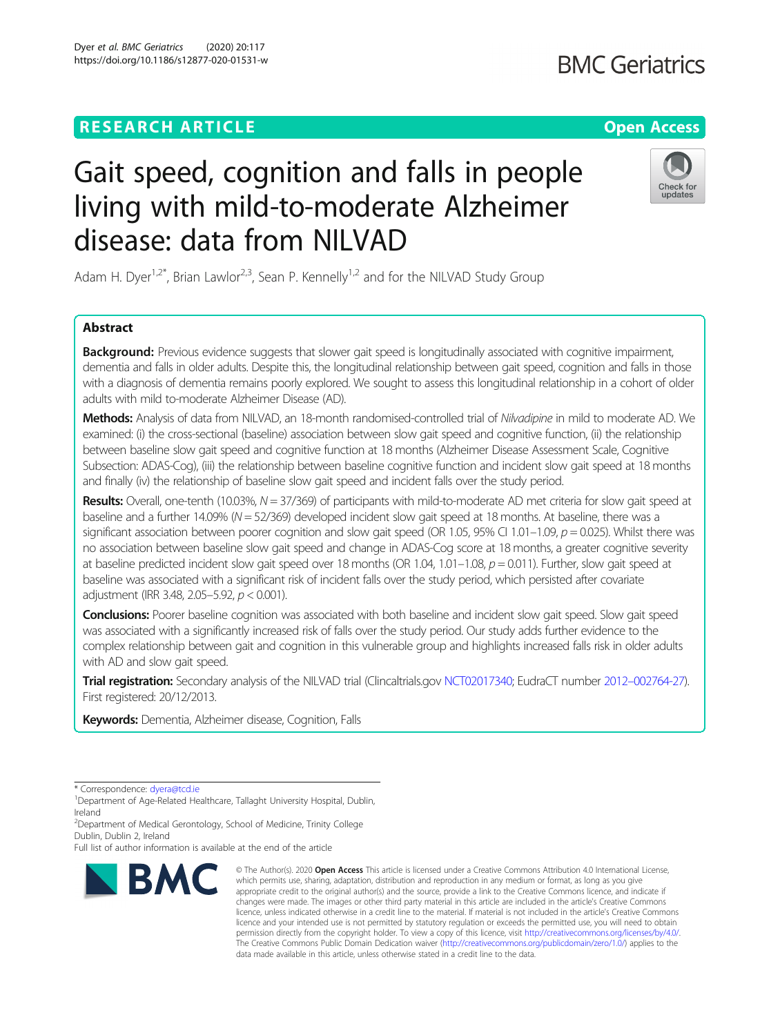RESEARCH ARTICLE

Open Access

# Gait speed, cognition and falls in people living with mild-to-moderate Alzheimer disease: data from NILVAD

Adam H. Dyer[1,2*], Brian Lawlor[2,3], Sean P. Kennelly[1,2] and for the NILVAD Study Group

## Abstract

**Background:** Previous evidence suggests that slower gait speed is longitudinally associated with cognitive impairment, dementia and falls in older adults. Despite this, the longitudinal relationship between gait speed, cognition and falls in those with a diagnosis of dementia remains poorly explored. We sought to assess this longitudinal relationship in a cohort of older adults with mild to-moderate Alzheimer Disease (AD).

**Methods:** Analysis of data from NILVAD, an 18-month randomised-controlled trial of *Nilvadipine* in mild to moderate AD. We examined: (i) the cross-sectional (baseline) association between slow gait speed and cognitive function, (ii) the relationship between baseline slow gait speed and cognitive function at 18 months (Alzheimer Disease Assessment Scale, Cognitive Subsection: ADAS-Cog), (iii) the relationship between baseline cognitive function and incident slow gait speed at 18 months and finally (iv) the relationship of baseline slow gait speed and incident falls over the study period.

**Results:** Overall, one-tenth (10.03%, $N = 37/369$) of participants with mild-to-moderate AD met criteria for slow gait speed at baseline and a further 14.09% ($N = 52/369$) developed incident slow gait speed at 18 months. At baseline, there was a significant association between poorer cognition and slow gait speed (OR 1.05, 95% CI 1.01–1.09, $p = 0.025$). Whilst there was no association between baseline slow gait speed and change in ADAS-Cog score at 18 months, a greater cognitive severity at baseline predicted incident slow gait speed over 18 months (OR 1.04, 1.01–1.08, $p = 0.011$). Further, slow gait speed at baseline was associated with a significant risk of incident falls over the study period, which persisted after covariate adjustment (IRR 3.48, 2.05–5.92, $p < 0.001$).

**Conclusions:** Poorer baseline cognition was associated with both baseline and incident slow gait speed. Slow gait speed was associated with a significantly increased risk of falls over the study period. Our study adds further evidence to the complex relationship between gait and cognition in this vulnerable group and highlights increased falls risk in older adults with AD and slow gait speed.

**Trial registration:** Secondary analysis of the NILVAD trial (Clincaltrials.gov NCT02017340; EudraCT number 2012–002764-27). First registered: 20/12/2013.

**Keywords:** Dementia, Alzheimer disease, Cognition, Falls

---

\* Correspondence: dyera@tcd.ie

[1]Department of Age-Related Healthcare, Tallaght University Hospital, Dublin, Ireland

[2]Department of Medical Gerontology, School of Medicine, Trinity College Dublin, Dublin 2, Ireland

Full list of author information is available at the end of the article

© The Author(s). 2020 **Open Access** This article is licensed under a Creative Commons Attribution 4.0 International License, which permits use, sharing, adaptation, distribution and reproduction in any medium or format, as long as you give appropriate credit to the original author(s) and the source, provide a link to the Creative Commons licence, and indicate if changes were made. The images or other third party material in this article are included in the article's Creative Commons licence, unless indicated otherwise in a credit line to the material. If material is not included in the article's Creative Commons licence and your intended use is not permitted by statutory regulation or exceeds the permitted use, you will need to obtain permission directly from the copyright holder. To view a copy of this licence, visit http://creativecommons.org/licenses/by/4.0/. The Creative Commons Public Domain Dedication waiver (http://creativecommons.org/publicdomain/zero/1.0/) applies to the data made available in this article, unless otherwise stated in a credit line to the data.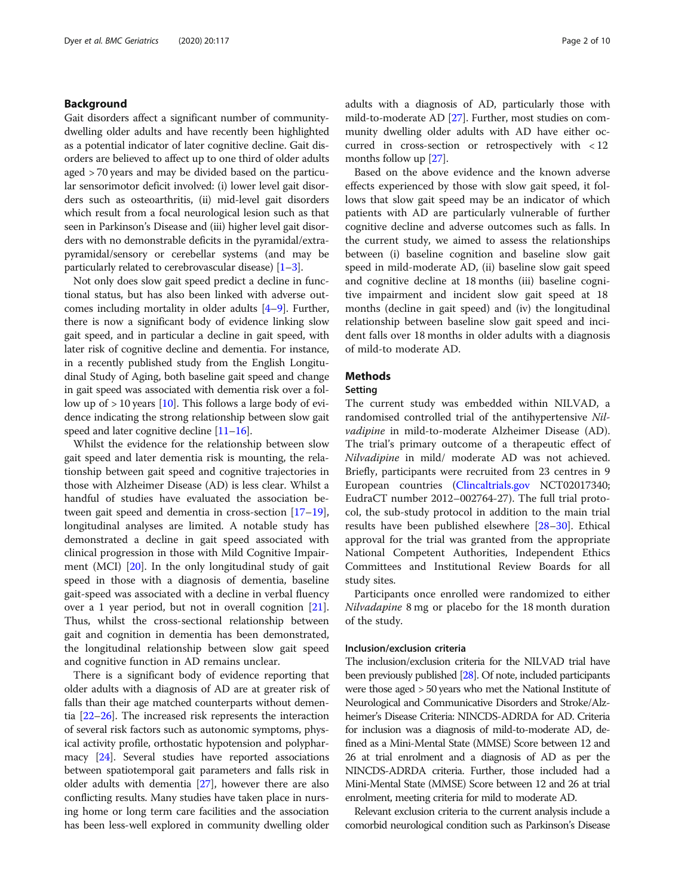## Background

Gait disorders affect a significant number of community-dwelling older adults and have recently been highlighted as a potential indicator of later cognitive decline. Gait disorders are believed to affect up to one third of older adults aged > 70 years and may be divided based on the particular sensorimotor deficit involved: (i) lower level gait disorders such as osteoarthritis, (ii) mid-level gait disorders which result from a focal neurological lesion such as that seen in Parkinson's Disease and (iii) higher level gait disorders with no demonstrable deficits in the pyramidal/extra-pyramidal/sensory or cerebellar systems (and may be particularly related to cerebrovascular disease) [1–3].

Not only does slow gait speed predict a decline in functional status, but has also been linked with adverse outcomes including mortality in older adults [4–9]. Further, there is now a significant body of evidence linking slow gait speed, and in particular a decline in gait speed, with later risk of cognitive decline and dementia. For instance, in a recently published study from the English Longitudinal Study of Aging, both baseline gait speed and change in gait speed was associated with dementia risk over a follow up of > 10 years [10]. This follows a large body of evidence indicating the strong relationship between slow gait speed and later cognitive decline [11–16].

Whilst the evidence for the relationship between slow gait speed and later dementia risk is mounting, the relationship between gait speed and cognitive trajectories in those with Alzheimer Disease (AD) is less clear. Whilst a handful of studies have evaluated the association between gait speed and dementia in cross-section [17–19], longitudinal analyses are limited. A notable study has demonstrated a decline in gait speed associated with clinical progression in those with Mild Cognitive Impairment (MCI) [20]. In the only longitudinal study of gait speed in those with a diagnosis of dementia, baseline gait-speed was associated with a decline in verbal fluency over a 1 year period, but not in overall cognition [21]. Thus, whilst the cross-sectional relationship between gait and cognition in dementia has been demonstrated, the longitudinal relationship between slow gait speed and cognitive function in AD remains unclear.

There is a significant body of evidence reporting that older adults with a diagnosis of AD are at greater risk of falls than their age matched counterparts without dementia [22–26]. The increased risk represents the interaction of several risk factors such as autonomic symptoms, physical activity profile, orthostatic hypotension and polypharmacy [24]. Several studies have reported associations between spatiotemporal gait parameters and falls risk in older adults with dementia [27], however there are also conflicting results. Many studies have taken place in nursing home or long term care facilities and the association has been less-well explored in community dwelling older adults with a diagnosis of AD, particularly those with mild-to-moderate AD [27]. Further, most studies on community dwelling older adults with AD have either occurred in cross-section or retrospectively with < 12 months follow up [27].

Based on the above evidence and the known adverse effects experienced by those with slow gait speed, it follows that slow gait speed may be an indicator of which patients with AD are particularly vulnerable of further cognitive decline and adverse outcomes such as falls. In the current study, we aimed to assess the relationships between (i) baseline cognition and baseline slow gait speed in mild-moderate AD, (ii) baseline slow gait speed and cognitive decline at 18 months (iii) baseline cognitive impairment and incident slow gait speed at 18 months (decline in gait speed) and (iv) the longitudinal relationship between baseline slow gait speed and incident falls over 18 months in older adults with a diagnosis of mild-to moderate AD.

## Methods

### Setting

The current study was embedded within NILVAD, a randomised controlled trial of the antihypertensive *Nilvadipine* in mild-to-moderate Alzheimer Disease (AD). The trial's primary outcome of a therapeutic effect of *Nilvadipine* in mild/ moderate AD was not achieved. Briefly, participants were recruited from 23 centres in 9 European countries (Clincaltrials.gov NCT02017340; EudraCT number 2012–002764-27). The full trial protocol, the sub-study protocol in addition to the main trial results have been published elsewhere [28–30]. Ethical approval for the trial was granted from the appropriate National Competent Authorities, Independent Ethics Committees and Institutional Review Boards for all study sites.

Participants once enrolled were randomized to either *Nilvadapine* 8 mg or placebo for the 18 month duration of the study.

### Inclusion/exclusion criteria

The inclusion/exclusion criteria for the NILVAD trial have been previously published [28]. Of note, included participants were those aged > 50 years who met the National Institute of Neurological and Communicative Disorders and Stroke/Alzheimer's Disease Criteria: NINCDS-ADRDA for AD. Criteria for inclusion was a diagnosis of mild-to-moderate AD, defined as a Mini-Mental State (MMSE) Score between 12 and 26 at trial enrolment and a diagnosis of AD as per the NINCDS-ADRDA criteria. Further, those included had a Mini-Mental State (MMSE) Score between 12 and 26 at trial enrolment, meeting criteria for mild to moderate AD.

Relevant exclusion criteria to the current analysis include a comorbid neurological condition such as Parkinson's Disease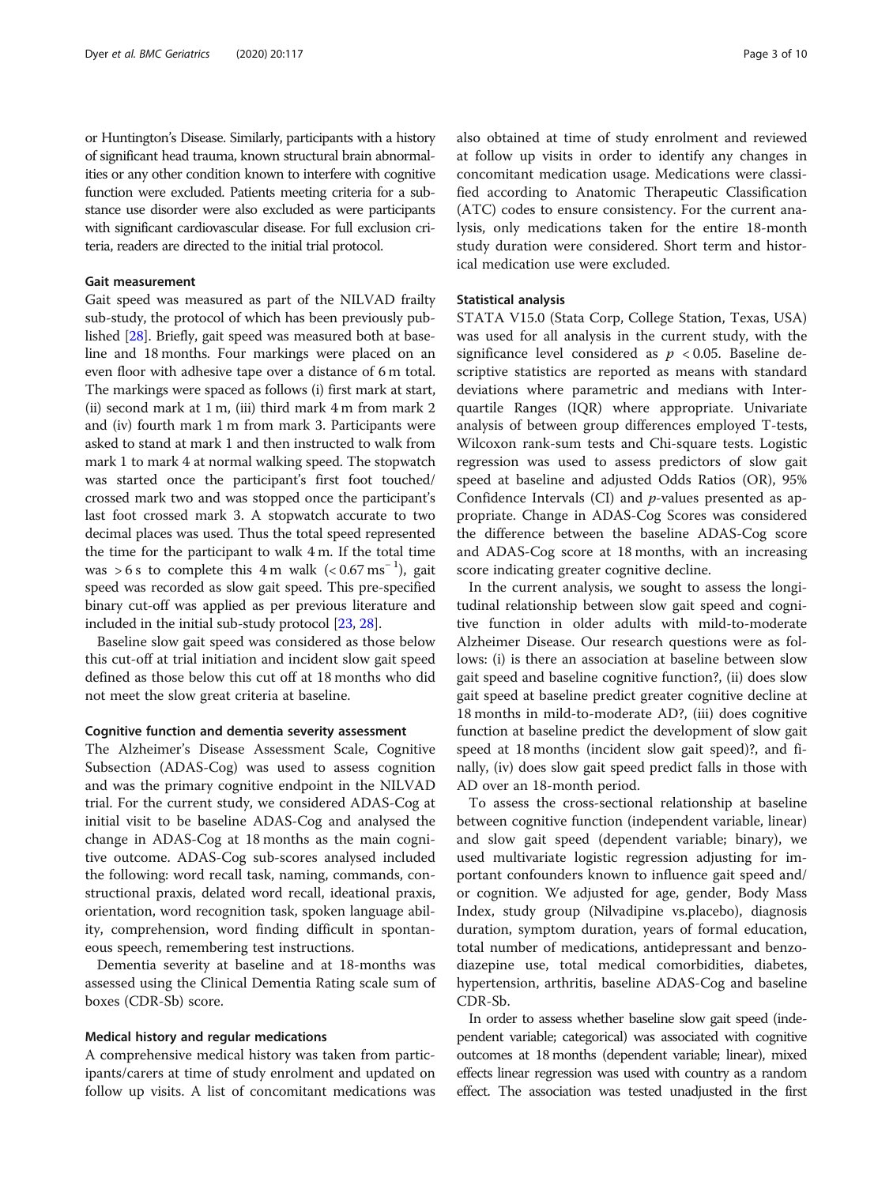or Huntington's Disease. Similarly, participants with a history of significant head trauma, known structural brain abnormalities or any other condition known to interfere with cognitive function were excluded. Patients meeting criteria for a substance use disorder were also excluded as were participants with significant cardiovascular disease. For full exclusion criteria, readers are directed to the initial trial protocol.

### Gait measurement

Gait speed was measured as part of the NILVAD frailty sub-study, the protocol of which has been previously published [28]. Briefly, gait speed was measured both at baseline and 18 months. Four markings were placed on an even floor with adhesive tape over a distance of 6 m total. The markings were spaced as follows (i) first mark at start, (ii) second mark at 1 m, (iii) third mark 4 m from mark 2 and (iv) fourth mark 1 m from mark 3. Participants were asked to stand at mark 1 and then instructed to walk from mark 1 to mark 4 at normal walking speed. The stopwatch was started once the participant's first foot touched/crossed mark two and was stopped once the participant's last foot crossed mark 3. A stopwatch accurate to two decimal places was used. Thus the total speed represented the time for the participant to walk 4 m. If the total time was > 6 s to complete this 4 m walk (< 0.67 $ms^{-1}$), gait speed was recorded as slow gait speed. This pre-specified binary cut-off was applied as per previous literature and included in the initial sub-study protocol [23, 28].

Baseline slow gait speed was considered as those below this cut-off at trial initiation and incident slow gait speed defined as those below this cut off at 18 months who did not meet the slow great criteria at baseline.

### Cognitive function and dementia severity assessment

The Alzheimer's Disease Assessment Scale, Cognitive Subsection (ADAS-Cog) was used to assess cognition and was the primary cognitive endpoint in the NILVAD trial. For the current study, we considered ADAS-Cog at initial visit to be baseline ADAS-Cog and analysed the change in ADAS-Cog at 18 months as the main cognitive outcome. ADAS-Cog sub-scores analysed included the following: word recall task, naming, commands, constructional praxis, delated word recall, ideational praxis, orientation, word recognition task, spoken language ability, comprehension, word finding difficult in spontaneous speech, remembering test instructions.

Dementia severity at baseline and at 18-months was assessed using the Clinical Dementia Rating scale sum of boxes (CDR-Sb) score.

### Medical history and regular medications

A comprehensive medical history was taken from participants/carers at time of study enrolment and updated on follow up visits. A list of concomitant medications was also obtained at time of study enrolment and reviewed at follow up visits in order to identify any changes in concomitant medication usage. Medications were classified according to Anatomic Therapeutic Classification (ATC) codes to ensure consistency. For the current analysis, only medications taken for the entire 18-month study duration were considered. Short term and historical medication use were excluded.

### Statistical analysis

STATA V15.0 (Stata Corp, College Station, Texas, USA) was used for all analysis in the current study, with the significance level considered as $p < 0.05$. Baseline descriptive statistics are reported as means with standard deviations where parametric and medians with Interquartile Ranges (IQR) where appropriate. Univariate analysis of between group differences employed T-tests, Wilcoxon rank-sum tests and Chi-square tests. Logistic regression was used to assess predictors of slow gait speed at baseline and adjusted Odds Ratios (OR), 95% Confidence Intervals (CI) and *p*-values presented as appropriate. Change in ADAS-Cog Scores was considered the difference between the baseline ADAS-Cog score and ADAS-Cog score at 18 months, with an increasing score indicating greater cognitive decline.

In the current analysis, we sought to assess the longitudinal relationship between slow gait speed and cognitive function in older adults with mild-to-moderate Alzheimer Disease. Our research questions were as follows: (i) is there an association at baseline between slow gait speed and baseline cognitive function?, (ii) does slow gait speed at baseline predict greater cognitive decline at 18 months in mild-to-moderate AD?, (iii) does cognitive function at baseline predict the development of slow gait speed at 18 months (incident slow gait speed)?, and finally, (iv) does slow gait speed predict falls in those with AD over an 18-month period.

To assess the cross-sectional relationship at baseline between cognitive function (independent variable, linear) and slow gait speed (dependent variable; binary), we used multivariate logistic regression adjusting for important confounders known to influence gait speed and/or cognition. We adjusted for age, gender, Body Mass Index, study group (Nilvadipine vs.placebo), diagnosis duration, symptom duration, years of formal education, total number of medications, antidepressant and benzodiazepine use, total medical comorbidities, diabetes, hypertension, arthritis, baseline ADAS-Cog and baseline CDR-Sb.

In order to assess whether baseline slow gait speed (independent variable; categorical) was associated with cognitive outcomes at 18 months (dependent variable; linear), mixed effects linear regression was used with country as a random effect. The association was tested unadjusted in the first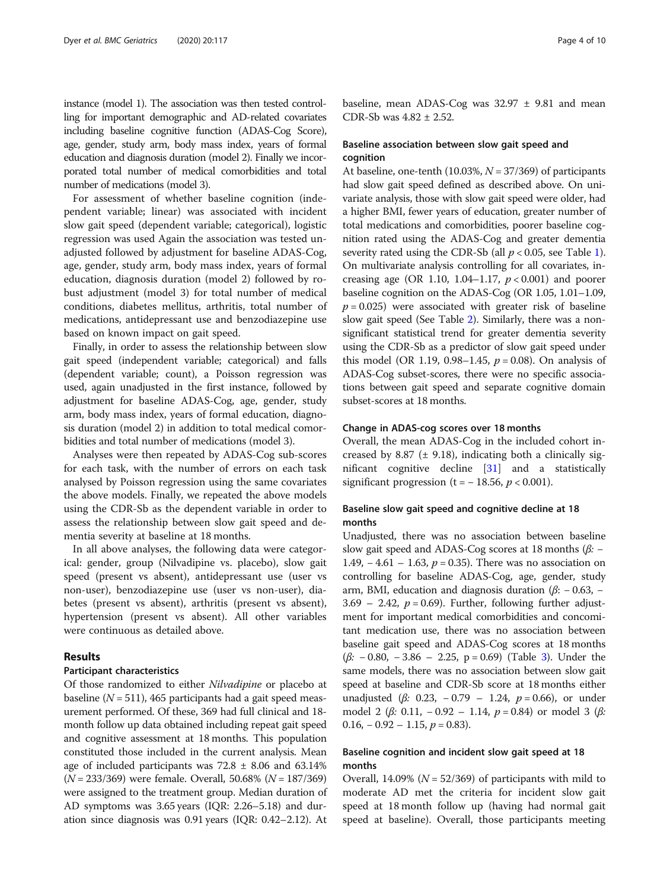instance (model 1). The association was then tested controlling for important demographic and AD-related covariates including baseline cognitive function (ADAS-Cog Score), age, gender, study arm, body mass index, years of formal education and diagnosis duration (model 2). Finally we incorporated total number of medical comorbidities and total number of medications (model 3).

For assessment of whether baseline cognition (independent variable; linear) was associated with incident slow gait speed (dependent variable; categorical), logistic regression was used Again the association was tested unadjusted followed by adjustment for baseline ADAS-Cog, age, gender, study arm, body mass index, years of formal education, diagnosis duration (model 2) followed by robust adjustment (model 3) for total number of medical conditions, diabetes mellitus, arthritis, total number of medications, antidepressant use and benzodiazepine use based on known impact on gait speed.

Finally, in order to assess the relationship between slow gait speed (independent variable; categorical) and falls (dependent variable; count), a Poisson regression was used, again unadjusted in the first instance, followed by adjustment for baseline ADAS-Cog, age, gender, study arm, body mass index, years of formal education, diagnosis duration (model 2) in addition to total medical comorbidities and total number of medications (model 3).

Analyses were then repeated by ADAS-Cog sub-scores for each task, with the number of errors on each task analysed by Poisson regression using the same covariates the above models. Finally, we repeated the above models using the CDR-Sb as the dependent variable in order to assess the relationship between slow gait speed and dementia severity at baseline at 18 months.

In all above analyses, the following data were categorical: gender, group (Nilvadipine vs. placebo), slow gait speed (present vs absent), antidepressant use (user vs non-user), benzodiazepine use (user vs non-user), diabetes (present vs absent), arthritis (present vs absent), hypertension (present vs absent). All other variables were continuous as detailed above.

## Results

### Participant characteristics

Of those randomized to either *Nilvadipine* or placebo at baseline ($N = 511$), 465 participants had a gait speed measurement performed. Of these, 369 had full clinical and 18-month follow up data obtained including repeat gait speed and cognitive assessment at 18 months. This population constituted those included in the current analysis. Mean age of included participants was $72.8 \pm 8.06$ and 63.14% ($N = 233/369$) were female. Overall, 50.68% ($N = 187/369$) were assigned to the treatment group. Median duration of AD symptoms was 3.65 years (IQR: 2.26–5.18) and duration since diagnosis was 0.91 years (IQR: 0.42–2.12). At baseline, mean ADAS-Cog was $32.97 \pm 9.81$ and mean CDR-Sb was $4.82 \pm 2.52$.

### Baseline association between slow gait speed and cognition

At baseline, one-tenth (10.03%, $N = 37/369$) of participants had slow gait speed defined as described above. On univariate analysis, those with slow gait speed were older, had a higher BMI, fewer years of education, greater number of total medications and comorbidities, poorer baseline cognition rated using the ADAS-Cog and greater dementia severity rated using the CDR-Sb (all $p < 0.05$, see Table 1). On multivariate analysis controlling for all covariates, increasing age (OR 1.10, 1.04–1.17, $p < 0.001$) and poorer baseline cognition on the ADAS-Cog (OR 1.05, 1.01–1.09, $p = 0.025$) were associated with greater risk of baseline slow gait speed (See Table 2). Similarly, there was a non-significant statistical trend for greater dementia severity using the CDR-Sb as a predictor of slow gait speed under this model (OR 1.19, 0.98–1.45, $p = 0.08$). On analysis of ADAS-Cog subset-scores, there were no specific associations between gait speed and separate cognitive domain subset-scores at 18 months.

### Change in ADAS-cog scores over 18 months

Overall, the mean ADAS-Cog in the included cohort increased by 8.87 ($\pm$ 9.18), indicating both a clinically significant cognitive decline [31] and a statistically significant progression ($t = -18.56$, $p < 0.001$).

### Baseline slow gait speed and cognitive decline at 18 months

Unadjusted, there was no association between baseline slow gait speed and ADAS-Cog scores at 18 months ($\beta$: −1.49, −4.61 – 1.63, $p = 0.35$). There was no association on controlling for baseline ADAS-Cog, age, gender, study arm, BMI, education and diagnosis duration ($\beta$: −0.63, −3.69 – 2.42, $p = 0.69$). Further, following further adjustment for important medical comorbidities and concomitant medication use, there was no association between baseline gait speed and ADAS-Cog scores at 18 months ($\beta$: −0.80, −3.86 – 2.25, $p = 0.69$) (Table 3). Under the same models, there was no association between slow gait speed at baseline and CDR-Sb score at 18 months either unadjusted ($\beta$: 0.23, −0.79 – 1.24, $p = 0.66$), or under model 2 ($\beta$: 0.11, −0.92 – 1.14, $p = 0.84$) or model 3 ($\beta$: 0.16, −0.92 – 1.15, $p = 0.83$).

### Baseline cognition and incident slow gait speed at 18 months

Overall, 14.09% ($N = 52/369$) of participants with mild to moderate AD met the criteria for incident slow gait speed at 18 month follow up (having had normal gait speed at baseline). Overall, those participants meeting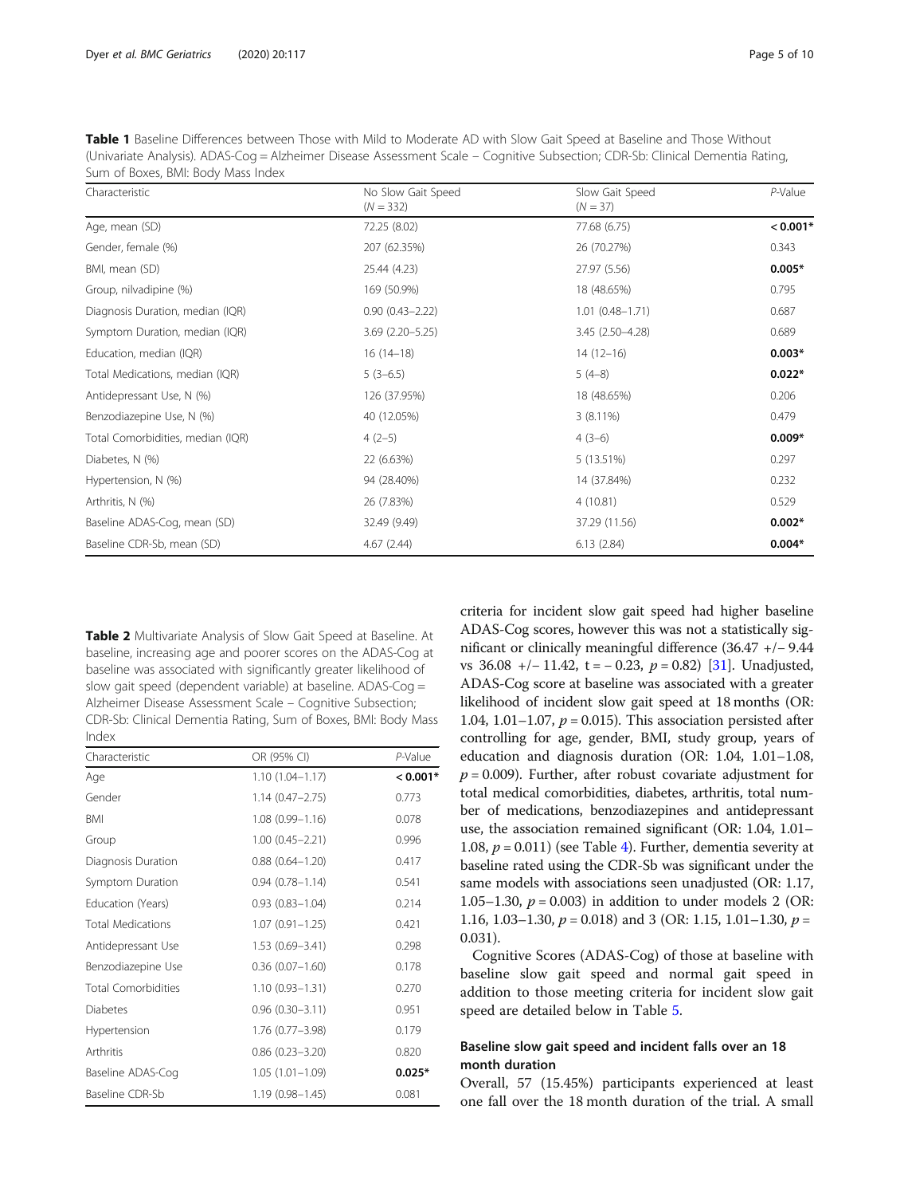**Table 1** Baseline Differences between Those with Mild to Moderate AD with Slow Gait Speed at Baseline and Those Without (Univariate Analysis). ADAS-Cog = Alzheimer Disease Assessment Scale – Cognitive Subsection; CDR-Sb: Clinical Dementia Rating, Sum of Boxes, BMI: Body Mass Index

| Characteristic | No Slow Gait Speed ($N = 332$) | Slow Gait Speed ($N = 37$) | *P*-Value |
|---|---|---|---|
| Age, mean (SD) | 72.25 (8.02) | 77.68 (6.75) | **< 0.001*** |
| Gender, female (%) | 207 (62.35%) | 26 (70.27%) | 0.343 |
| BMI, mean (SD) | 25.44 (4.23) | 27.97 (5.56) | **0.005*** |
| Group, nilvadipine (%) | 169 (50.9%) | 18 (48.65%) | 0.795 |
| Diagnosis Duration, median (IQR) | 0.90 (0.43–2.22) | 1.01 (0.48–1.71) | 0.687 |
| Symptom Duration, median (IQR) | 3.69 (2.20–5.25) | 3.45 (2.50–4.28) | 0.689 |
| Education, median (IQR) | 16 (14–18) | 14 (12–16) | **0.003*** |
| Total Medications, median (IQR) | 5 (3–6.5) | 5 (4–8) | **0.022*** |
| Antidepressant Use, N (%) | 126 (37.95%) | 18 (48.65%) | 0.206 |
| Benzodiazepine Use, N (%) | 40 (12.05%) | 3 (8.11%) | 0.479 |
| Total Comorbidities, median (IQR) | 4 (2–5) | 4 (3–6) | **0.009*** |
| Diabetes, N (%) | 22 (6.63%) | 5 (13.51%) | 0.297 |
| Hypertension, N (%) | 94 (28.40%) | 14 (37.84%) | 0.232 |
| Arthritis, N (%) | 26 (7.83%) | 4 (10.81) | 0.529 |
| Baseline ADAS-Cog, mean (SD) | 32.49 (9.49) | 37.29 (11.56) | **0.002*** |
| Baseline CDR-Sb, mean (SD) | 4.67 (2.44) | 6.13 (2.84) | **0.004*** |

**Table 2** Multivariate Analysis of Slow Gait Speed at Baseline. At baseline, increasing age and poorer scores on the ADAS-Cog at baseline was associated with significantly greater likelihood of slow gait speed (dependent variable) at baseline. ADAS-Cog = Alzheimer Disease Assessment Scale – Cognitive Subsection; CDR-Sb: Clinical Dementia Rating, Sum of Boxes, BMI: Body Mass Index

| Characteristic | OR (95% CI) | *P*-Value |
|---|---|---|
| Age | 1.10 (1.04–1.17) | **< 0.001*** |
| Gender | 1.14 (0.47–2.75) | 0.773 |
| BMI | 1.08 (0.99–1.16) | 0.078 |
| Group | 1.00 (0.45–2.21) | 0.996 |
| Diagnosis Duration | 0.88 (0.64–1.20) | 0.417 |
| Symptom Duration | 0.94 (0.78–1.14) | 0.541 |
| Education (Years) | 0.93 (0.83–1.04) | 0.214 |
| Total Medications | 1.07 (0.91–1.25) | 0.421 |
| Antidepressant Use | 1.53 (0.69–3.41) | 0.298 |
| Benzodiazepine Use | 0.36 (0.07–1.60) | 0.178 |
| Total Comorbidities | 1.10 (0.93–1.31) | 0.270 |
| Diabetes | 0.96 (0.30–3.11) | 0.951 |
| Hypertension | 1.76 (0.77–3.98) | 0.179 |
| Arthritis | 0.86 (0.23–3.20) | 0.820 |
| Baseline ADAS-Cog | 1.05 (1.01–1.09) | **0.025*** |
| Baseline CDR-Sb | 1.19 (0.98–1.45) | 0.081 |

criteria for incident slow gait speed had higher baseline ADAS-Cog scores, however this was not a statistically significant or clinically meaningful difference (36.47 +/− 9.44 vs 36.08 +/− 11.42, $t = -0.23$, $p = 0.82$) [31]. Unadjusted, ADAS-Cog score at baseline was associated with a greater likelihood of incident slow gait speed at 18 months (OR: 1.04, 1.01–1.07, $p = 0.015$). This association persisted after controlling for age, gender, BMI, study group, years of education and diagnosis duration (OR: 1.04, 1.01–1.08, $p = 0.009$). Further, after robust covariate adjustment for total medical comorbidities, diabetes, arthritis, total number of medications, benzodiazepines and antidepressant use, the association remained significant (OR: 1.04, 1.01–1.08, $p = 0.011$) (see Table 4). Further, dementia severity at baseline rated using the CDR-Sb was significant under the same models with associations seen unadjusted (OR: 1.17, 1.05–1.30, $p = 0.003$) in addition to under models 2 (OR: 1.16, 1.03–1.30, $p = 0.018$) and 3 (OR: 1.15, 1.01–1.30, $p = 0.031$).

Cognitive Scores (ADAS-Cog) of those at baseline with baseline slow gait speed and normal gait speed in addition to those meeting criteria for incident slow gait speed are detailed below in Table 5.

## Baseline slow gait speed and incident falls over an 18 month duration

Overall, 57 (15.45%) participants experienced at least one fall over the 18 month duration of the trial. A small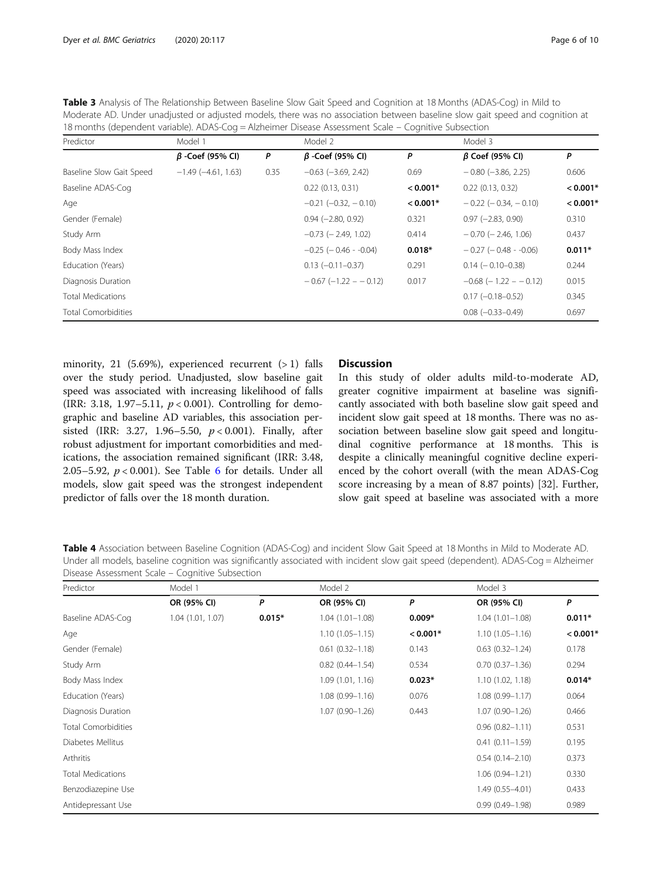**Table 3** Analysis of The Relationship Between Baseline Slow Gait Speed and Cognition at 18 Months (ADAS-Cog) in Mild to Moderate AD. Under unadjusted or adjusted models, there was no association between baseline slow gait speed and cognition at 18 months (dependent variable). ADAS-Cog = Alzheimer Disease Assessment Scale – Cognitive Subsection

| Predictor | Model 1 | | Model 2 | | Model 3 | |
|---|---|---|---|---|---|---|
| | *β* -Coef (95% CI) | *P* | *β* -Coef (95% CI) | *P* | *β* Coef (95% CI) | *P* |
| Baseline Slow Gait Speed | −1.49 (−4.61, 1.63) | 0.35 | −0.63 (−3.69, 2.42) | 0.69 | − 0.80 (−3.86, 2.25) | 0.606 |
| Baseline ADAS-Cog | | | 0.22 (0.13, 0.31) | **< 0.001*** | 0.22 (0.13, 0.32) | **< 0.001*** |
| Age | | | −0.21 (−0.32, − 0.10) | **< 0.001*** | − 0.22 (− 0.34, − 0.10) | **< 0.001*** |
| Gender (Female) | | | 0.94 (−2.80, 0.92) | 0.321 | 0.97 (−2.83, 0.90) | 0.310 |
| Study Arm | | | −0.73 (− 2.49, 1.02) | 0.414 | − 0.70 (− 2.46, 1.06) | 0.437 |
| Body Mass Index | | | −0.25 (− 0.46 - -0.04) | **0.018*** | − 0.27 (− 0.48 - -0.06) | **0.011*** |
| Education (Years) | | | 0.13 (−0.11–0.37) | 0.291 | 0.14 (− 0.10–0.38) | 0.244 |
| Diagnosis Duration | | | − 0.67 (−1.22 – − 0.12) | 0.017 | −0.68 (− 1.22 – − 0.12) | 0.015 |
| Total Medications | | | | | 0.17 (−0.18–0.52) | 0.345 |
| Total Comorbidities | | | | | 0.08 (−0.33–0.49) | 0.697 |

minority, 21 (5.69%), experienced recurrent (> 1) falls over the study period. Unadjusted, slow baseline gait speed was associated with increasing likelihood of falls (IRR: 3.18, 1.97–5.11, $p < 0.001$). Controlling for demographic and baseline AD variables, this association persisted (IRR: 3.27, 1.96–5.50, $p < 0.001$). Finally, after robust adjustment for important comorbidities and medications, the association remained significant (IRR: 3.48, 2.05–5.92, $p < 0.001$). See Table 6 for details. Under all models, slow gait speed was the strongest independent predictor of falls over the 18 month duration.

## Discussion

In this study of older adults mild-to-moderate AD, greater cognitive impairment at baseline was significantly associated with both baseline slow gait speed and incident slow gait speed at 18 months. There was no association between baseline slow gait speed and longitudinal cognitive performance at 18 months. This is despite a clinically meaningful cognitive decline experienced by the cohort overall (with the mean ADAS-Cog score increasing by a mean of 8.87 points) [32]. Further, slow gait speed at baseline was associated with a more

**Table 4** Association between Baseline Cognition (ADAS-Cog) and incident Slow Gait Speed at 18 Months in Mild to Moderate AD. Under all models, baseline cognition was significantly associated with incident slow gait speed (dependent). ADAS-Cog = Alzheimer Disease Assessment Scale – Cognitive Subsection

| Predictor | Model 1 | | Model 2 | | Model 3 | |
|---|---|---|---|---|---|---|
| | OR (95% CI) | *P* | OR (95% CI) | *P* | OR (95% CI) | *P* |
| Baseline ADAS-Cog | 1.04 (1.01, 1.07) | **0.015*** | 1.04 (1.01–1.08) | **0.009*** | 1.04 (1.01–1.08) | **0.011*** |
| Age | | | 1.10 (1.05–1.15) | **< 0.001*** | 1.10 (1.05–1.16) | **< 0.001*** |
| Gender (Female) | | | 0.61 (0.32–1.18) | 0.143 | 0.63 (0.32–1.24) | 0.178 |
| Study Arm | | | 0.82 (0.44–1.54) | 0.534 | 0.70 (0.37–1.36) | 0.294 |
| Body Mass Index | | | 1.09 (1.01, 1.16) | **0.023*** | 1.10 (1.02, 1.18) | **0.014*** |
| Education (Years) | | | 1.08 (0.99–1.16) | 0.076 | 1.08 (0.99–1.17) | 0.064 |
| Diagnosis Duration | | | 1.07 (0.90–1.26) | 0.443 | 1.07 (0.90–1.26) | 0.466 |
| Total Comorbidities | | | | | 0.96 (0.82–1.11) | 0.531 |
| Diabetes Mellitus | | | | | 0.41 (0.11–1.59) | 0.195 |
| Arthritis | | | | | 0.54 (0.14–2.10) | 0.373 |
| Total Medications | | | | | 1.06 (0.94–1.21) | 0.330 |
| Benzodiazepine Use | | | | | 1.49 (0.55–4.01) | 0.433 |
| Antidepressant Use | | | | | 0.99 (0.49–1.98) | 0.989 |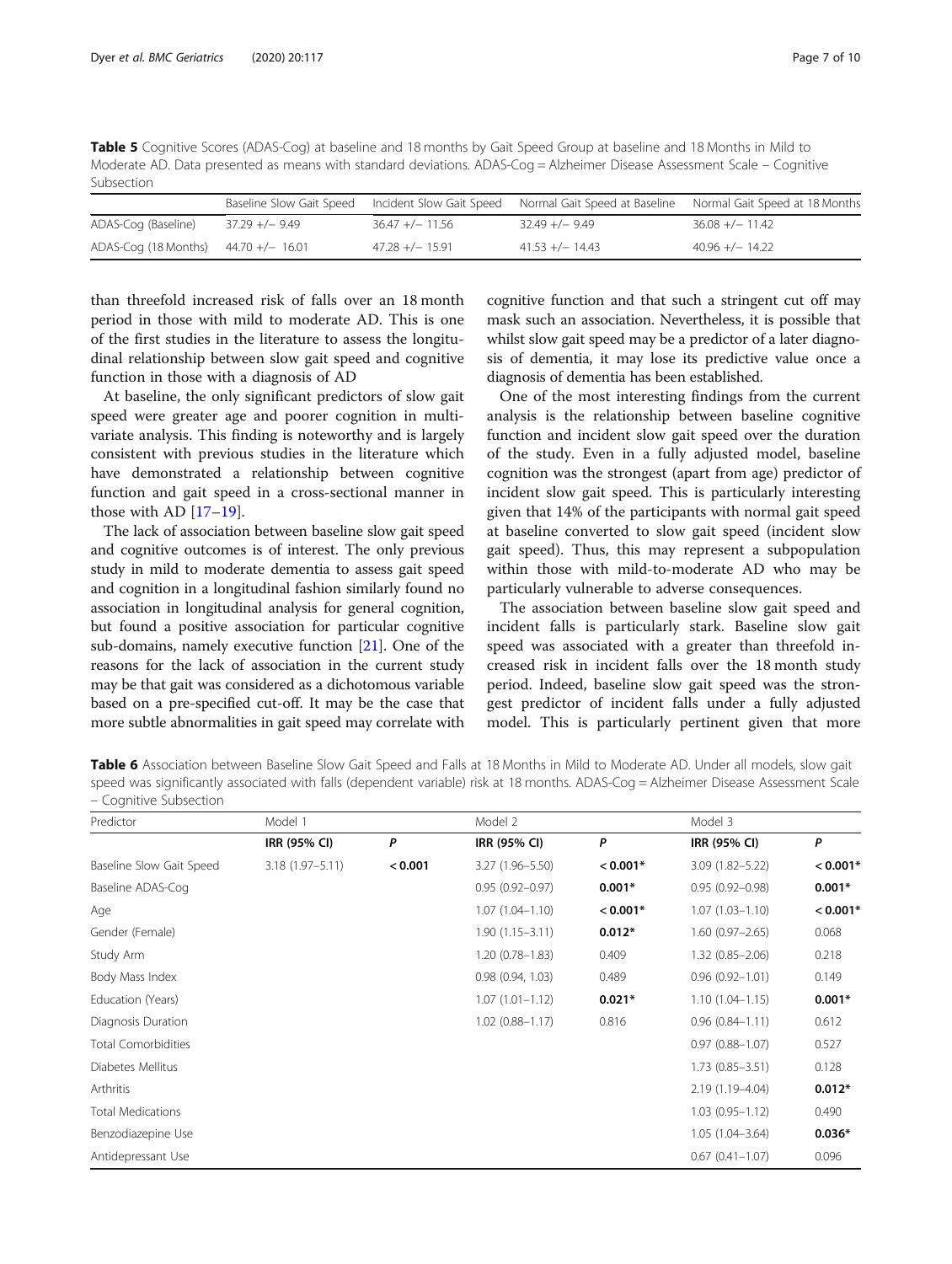**Table 5** Cognitive Scores (ADAS-Cog) at baseline and 18 months by Gait Speed Group at baseline and 18 Months in Mild to Moderate AD. Data presented as means with standard deviations. ADAS-Cog = Alzheimer Disease Assessment Scale – Cognitive Subsection

| | Baseline Slow Gait Speed | Incident Slow Gait Speed | Normal Gait Speed at Baseline | Normal Gait Speed at 18 Months |
|---|---|---|---|---|
| ADAS-Cog (Baseline) | 37.29 +/− 9.49 | 36.47 +/− 11.56 | 32.49 +/− 9.49 | 36.08 +/− 11.42 |
| ADAS-Cog (18 Months) | 44.70 +/− 16.01 | 47.28 +/− 15.91 | 41.53 +/− 14.43 | 40.96 +/− 14.22 |

than threefold increased risk of falls over an 18 month period in those with mild to moderate AD. This is one of the first studies in the literature to assess the longitudinal relationship between slow gait speed and cognitive function in those with a diagnosis of AD

At baseline, the only significant predictors of slow gait speed were greater age and poorer cognition in multivariate analysis. This finding is noteworthy and is largely consistent with previous studies in the literature which have demonstrated a relationship between cognitive function and gait speed in a cross-sectional manner in those with AD [17–19].

The lack of association between baseline slow gait speed and cognitive outcomes is of interest. The only previous study in mild to moderate dementia to assess gait speed and cognition in a longitudinal fashion similarly found no association in longitudinal analysis for general cognition, but found a positive association for particular cognitive sub-domains, namely executive function [21]. One of the reasons for the lack of association in the current study may be that gait was considered as a dichotomous variable based on a pre-specified cut-off. It may be the case that more subtle abnormalities in gait speed may correlate with cognitive function and that such a stringent cut off may mask such an association. Nevertheless, it is possible that whilst slow gait speed may be a predictor of a later diagnosis of dementia, it may lose its predictive value once a diagnosis of dementia has been established.

One of the most interesting findings from the current analysis is the relationship between baseline cognitive function and incident slow gait speed over the duration of the study. Even in a fully adjusted model, baseline cognition was the strongest (apart from age) predictor of incident slow gait speed. This is particularly interesting given that 14% of the participants with normal gait speed at baseline converted to slow gait speed (incident slow gait speed). Thus, this may represent a subpopulation within those with mild-to-moderate AD who may be particularly vulnerable to adverse consequences.

The association between baseline slow gait speed and incident falls is particularly stark. Baseline slow gait speed was associated with a greater than threefold increased risk in incident falls over the 18 month study period. Indeed, baseline slow gait speed was the strongest predictor of incident falls under a fully adjusted model. This is particularly pertinent given that more

**Table 6** Association between Baseline Slow Gait Speed and Falls at 18 Months in Mild to Moderate AD. Under all models, slow gait speed was significantly associated with falls (dependent variable) risk at 18 months. ADAS-Cog = Alzheimer Disease Assessment Scale – Cognitive Subsection

| Predictor | Model 1 | | Model 2 | | Model 3 | |
|---|---|---|---|---|---|---|
| | **IRR (95% CI)** | ***P*** | **IRR (95% CI)** | ***P*** | **IRR (95% CI)** | ***P*** |
| Baseline Slow Gait Speed | 3.18 (1.97–5.11) | **< 0.001** | 3.27 (1.96–5.50) | **< 0.001*** | 3.09 (1.82–5.22) | **< 0.001*** |
| Baseline ADAS-Cog | | | 0.95 (0.92–0.97) | **0.001*** | 0.95 (0.92–0.98) | **0.001*** |
| Age | | | 1.07 (1.04–1.10) | **< 0.001*** | 1.07 (1.03–1.10) | **< 0.001*** |
| Gender (Female) | | | 1.90 (1.15–3.11) | **0.012*** | 1.60 (0.97–2.65) | 0.068 |
| Study Arm | | | 1.20 (0.78–1.83) | 0.409 | 1.32 (0.85–2.06) | 0.218 |
| Body Mass Index | | | 0.98 (0.94, 1.03) | 0.489 | 0.96 (0.92–1.01) | 0.149 |
| Education (Years) | | | 1.07 (1.01–1.12) | **0.021*** | 1.10 (1.04–1.15) | **0.001*** |
| Diagnosis Duration | | | 1.02 (0.88–1.17) | 0.816 | 0.96 (0.84–1.11) | 0.612 |
| Total Comorbidities | | | | | 0.97 (0.88–1.07) | 0.527 |
| Diabetes Mellitus | | | | | 1.73 (0.85–3.51) | 0.128 |
| Arthritis | | | | | 2.19 (1.19–4.04) | **0.012*** |
| Total Medications | | | | | 1.03 (0.95–1.12) | 0.490 |
| Benzodiazepine Use | | | | | 1.05 (1.04–3.64) | **0.036*** |
| Antidepressant Use | | | | | 0.67 (0.41–1.07) | 0.096 |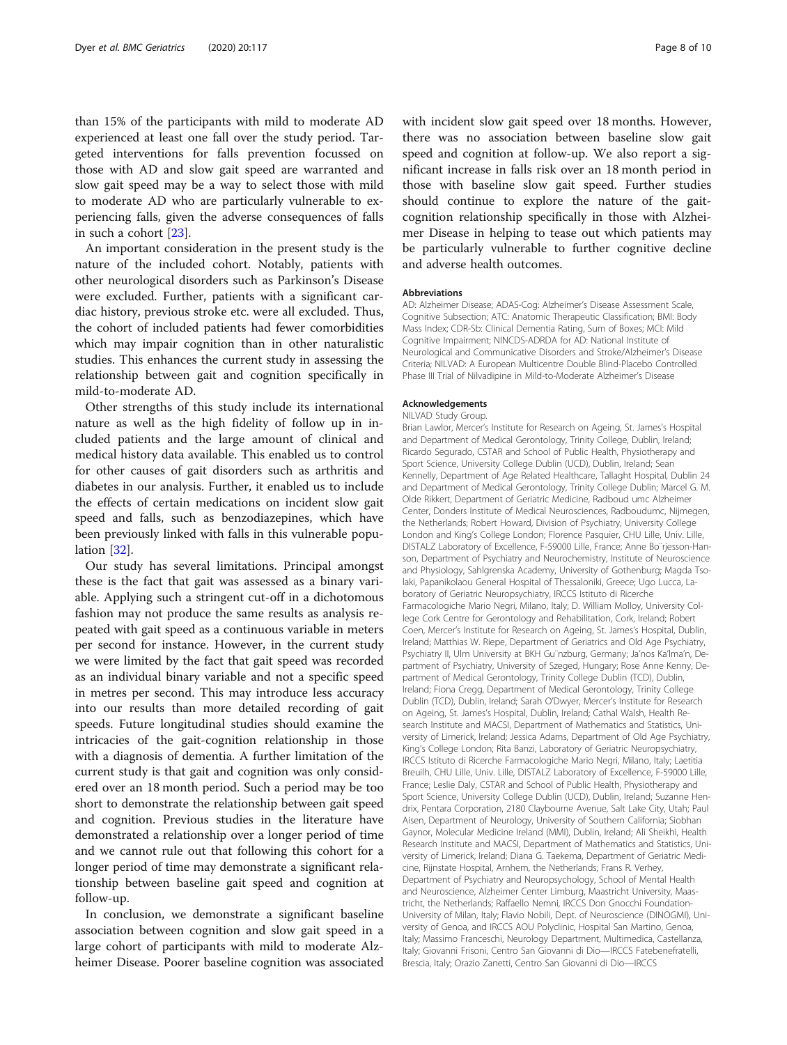than 15% of the participants with mild to moderate AD experienced at least one fall over the study period. Targeted interventions for falls prevention focussed on those with AD and slow gait speed are warranted and slow gait speed may be a way to select those with mild to moderate AD who are particularly vulnerable to experiencing falls, given the adverse consequences of falls in such a cohort [23].

An important consideration in the present study is the nature of the included cohort. Notably, patients with other neurological disorders such as Parkinson's Disease were excluded. Further, patients with a significant cardiac history, previous stroke etc. were all excluded. Thus, the cohort of included patients had fewer comorbidities which may impair cognition than in other naturalistic studies. This enhances the current study in assessing the relationship between gait and cognition specifically in mild-to-moderate AD.

Other strengths of this study include its international nature as well as the high fidelity of follow up in included patients and the large amount of clinical and medical history data available. This enabled us to control for other causes of gait disorders such as arthritis and diabetes in our analysis. Further, it enabled us to include the effects of certain medications on incident slow gait speed and falls, such as benzodiazepines, which have been previously linked with falls in this vulnerable population [32].

Our study has several limitations. Principal amongst these is the fact that gait was assessed as a binary variable. Applying such a stringent cut-off in a dichotomous fashion may not produce the same results as analysis repeated with gait speed as a continuous variable in meters per second for instance. However, in the current study we were limited by the fact that gait speed was recorded as an individual binary variable and not a specific speed in metres per second. This may introduce less accuracy into our results than more detailed recording of gait speeds. Future longitudinal studies should examine the intricacies of the gait-cognition relationship in those with a diagnosis of dementia. A further limitation of the current study is that gait and cognition was only considered over an 18 month period. Such a period may be too short to demonstrate the relationship between gait speed and cognition. Previous studies in the literature have demonstrated a relationship over a longer period of time and we cannot rule out that following this cohort for a longer period of time may demonstrate a significant relationship between baseline gait speed and cognition at follow-up.

In conclusion, we demonstrate a significant baseline association between cognition and slow gait speed in a large cohort of participants with mild to moderate Alzheimer Disease. Poorer baseline cognition was associated with incident slow gait speed over 18 months. However, there was no association between baseline slow gait speed and cognition at follow-up. We also report a significant increase in falls risk over an 18 month period in those with baseline slow gait speed. Further studies should continue to explore the nature of the gait-cognition relationship specifically in those with Alzheimer Disease in helping to tease out which patients may be particularly vulnerable to further cognitive decline and adverse health outcomes.

## Abbreviations

AD: Alzheimer Disease; ADAS-Cog: Alzheimer's Disease Assessment Scale, Cognitive Subsection; ATC: Anatomic Therapeutic Classification; BMI: Body Mass Index; CDR-Sb: Clinical Dementia Rating, Sum of Boxes; MCI: Mild Cognitive Impairment; NINCDS-ADRDA for AD: National Institute of Neurological and Communicative Disorders and Stroke/Alzheimer's Disease Criteria; NILVAD: A European Multicentre Double Blind-Placebo Controlled Phase III Trial of Nilvadipine in Mild-to-Moderate Alzheimer's Disease

## Acknowledgements

NILVAD Study Group.

Brian Lawlor, Mercer's Institute for Research on Ageing, St. James's Hospital and Department of Medical Gerontology, Trinity College, Dublin, Ireland; Ricardo Segurado, CSTAR and School of Public Health, Physiotherapy and Sport Science, University College Dublin (UCD), Dublin, Ireland; Sean Kennelly, Department of Age Related Healthcare, Tallaght Hospital, Dublin 24 and Department of Medical Gerontology, Trinity College Dublin; Marcel G. M. Olde Rikkert, Department of Geriatric Medicine, Radboud umc Alzheimer Center, Donders Institute of Medical Neurosciences, Radboudumc, Nijmegen, the Netherlands; Robert Howard, Division of Psychiatry, University College London and King's College London; Florence Pasquier, CHU Lille, Univ. Lille, DISTALZ Laboratory of Excellence, F-59000 Lille, France; Anne Bo¨rjesson-Hanson, Department of Psychiatry and Neurochemistry, Institute of Neuroscience and Physiology, Sahlgrenska Academy, University of Gothenburg; Magda Tsolaki, Papanikolaou General Hospital of Thessaloniki, Greece; Ugo Lucca, Laboratory of Geriatric Neuropsychiatry, IRCCS Istituto di Ricerche Farmacologiche Mario Negri, Milano, Italy; D. William Molloy, University College Cork Centre for Gerontology and Rehabilitation, Cork, Ireland; Robert Coen, Mercer's Institute for Research on Ageing, St. James's Hospital, Dublin, Ireland; Matthias W. Riepe, Department of Geriatrics and Old Age Psychiatry, Psychiatry II, Ulm University at BKH Gu¨nzburg, Germany; Ja'nos Ka'lma'n, Department of Psychiatry, University of Szeged, Hungary; Rose Anne Kenny, Department of Medical Gerontology, Trinity College Dublin (TCD), Dublin, Ireland; Fiona Cregg, Department of Medical Gerontology, Trinity College Dublin (TCD), Dublin, Ireland; Sarah O'Dwyer, Mercer's Institute for Research on Ageing, St. James's Hospital, Dublin, Ireland; Cathal Walsh, Health Research Institute and MACSI, Department of Mathematics and Statistics, University of Limerick, Ireland; Jessica Adams, Department of Old Age Psychiatry, King's College London; Rita Banzi, Laboratory of Geriatric Neuropsychiatry, IRCCS Istituto di Ricerche Farmacologiche Mario Negri, Milano, Italy; Laetitia Breuilh, CHU Lille, Univ. Lille, DISTALZ Laboratory of Excellence, F-59000 Lille, France; Leslie Daly, CSTAR and School of Public Health, Physiotherapy and Sport Science, University College Dublin (UCD), Dublin, Ireland; Suzanne Hendrix, Pentara Corporation, 2180 Claybourne Avenue, Salt Lake City, Utah; Paul Aisen, Department of Neurology, University of Southern California; Siobhan Gaynor, Molecular Medicine Ireland (MMI), Dublin, Ireland; Ali Sheikhi, Health Research Institute and MACSI, Department of Mathematics and Statistics, University of Limerick, Ireland; Diana G. Taekema, Department of Geriatric Medicine, Rijnstate Hospital, Arnhem, the Netherlands; Frans R. Verhey, Department of Psychiatry and Neuropsychology, School of Mental Health and Neuroscience, Alzheimer Center Limburg, Maastricht University, Maastricht, the Netherlands; Raffaello Nemni, IRCCS Don Gnocchi Foundation-University of Milan, Italy; Flavio Nobili, Dept. of Neuroscience (DINOGMI), University of Genoa, and IRCCS AOU Polyclinic, Hospital San Martino, Genoa, Italy; Massimo Franceschi, Neurology Department, Multimedica, Castellanza, Italy; Giovanni Frisoni, Centro San Giovanni di Dio—IRCCS Fatebenefratelli, Brescia, Italy; Orazio Zanetti, Centro San Giovanni di Dio—IRCCS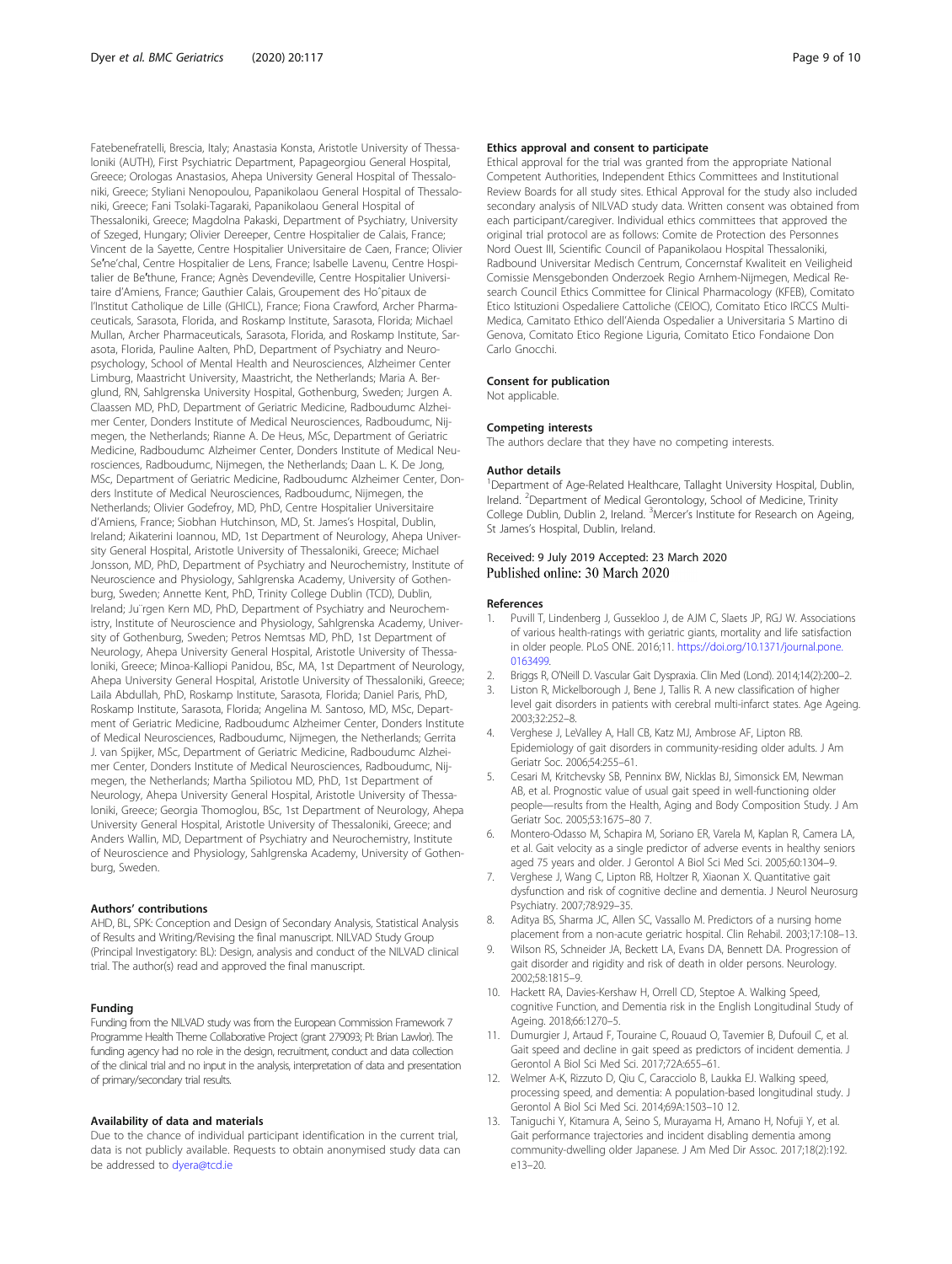Fatebenefratelli, Brescia, Italy; Anastasia Konsta, Aristotle University of Thessaloniki (AUTH), First Psychiatric Department, Papageorgiou General Hospital, Greece; Orologas Anastasios, Ahepa University General Hospital of Thessaloniki, Greece; Styliani Nenopoulou, Papanikolaou General Hospital of Thessaloniki, Greece; Fani Tsolaki-Tagaraki, Papanikolaou General Hospital of Thessaloniki, Greece; Magdolna Pakaski, Department of Psychiatry, University of Szeged, Hungary; Olivier Dereeper, Centre Hospitalier de Calais, France; Vincent de la Sayette, Centre Hospitalier Universitaire de Caen, France; Olivier Se'ne'chal, Centre Hospitalier de Lens, France; Isabelle Lavenu, Centre Hospitalier de Be'thune, France; Agnès Devendeville, Centre Hospitalier Universitaire d'Amiens, France; Gauthier Calais, Groupement des Hoˆpitaux de l'Institut Catholique de Lille (GHICL), France; Fiona Crawford, Archer Pharmaceuticals, Sarasota, Florida, and Roskamp Institute, Sarasota, Florida; Michael Mullan, Archer Pharmaceuticals, Sarasota, Florida, and Roskamp Institute, Sarasota, Florida, Pauline Aalten, PhD, Department of Psychiatry and Neuropsychology, School of Mental Health and Neurosciences, Alzheimer Center Limburg, Maastricht University, Maastricht, the Netherlands; Maria A. Berglund, RN, Sahlgrenska University Hospital, Gothenburg, Sweden; Jurgen A. Claassen MD, PhD, Department of Geriatric Medicine, Radboudumc Alzheimer Center, Donders Institute of Medical Neurosciences, Radboudumc, Nijmegen, the Netherlands; Rianne A. De Heus, MSc, Department of Geriatric Medicine, Radboudumc Alzheimer Center, Donders Institute of Medical Neurosciences, Radboudumc, Nijmegen, the Netherlands; Daan L. K. De Jong, MSc, Department of Geriatric Medicine, Radboudumc Alzheimer Center, Donders Institute of Medical Neurosciences, Radboudumc, Nijmegen, the Netherlands; Olivier Godefroy, MD, PhD, Centre Hospitalier Universitaire d'Amiens, France; Siobhan Hutchinson, MD, St. James's Hospital, Dublin, Ireland; Aikaterini Ioannou, MD, 1st Department of Neurology, Ahepa University General Hospital, Aristotle University of Thessaloniki, Greece; Michael Jonsson, MD, PhD, Department of Psychiatry and Neurochemistry, Institute of Neuroscience and Physiology, Sahlgrenska Academy, University of Gothenburg, Sweden; Annette Kent, PhD, Trinity College Dublin (TCD), Dublin, Ireland; Ju¨rgen Kern MD, PhD, Department of Psychiatry and Neurochemistry, Institute of Neuroscience and Physiology, Sahlgrenska Academy, University of Gothenburg, Sweden; Petros Nemtsas MD, PhD, 1st Department of Neurology, Ahepa University General Hospital, Aristotle University of Thessaloniki, Greece; Minoa-Kalliopi Panidou, BSc, MA, 1st Department of Neurology, Ahepa University General Hospital, Aristotle University of Thessaloniki, Greece; Laila Abdullah, PhD, Roskamp Institute, Sarasota, Florida; Daniel Paris, PhD, Roskamp Institute, Sarasota, Florida; Angelina M. Santoso, MD, MSc, Department of Geriatric Medicine, Radboudumc Alzheimer Center, Donders Institute of Medical Neurosciences, Radboudumc, Nijmegen, the Netherlands; Gerrita J. van Spijker, MSc, Department of Geriatric Medicine, Radboudumc Alzheimer Center, Donders Institute of Medical Neurosciences, Radboudumc, Nijmegen, the Netherlands; Martha Spiliotou MD, PhD, 1st Department of Neurology, Ahepa University General Hospital, Aristotle University of Thessaloniki, Greece; Georgia Thomoglou, BSc, 1st Department of Neurology, Ahepa University General Hospital, Aristotle University of Thessaloniki, Greece; and Anders Wallin, MD, Department of Psychiatry and Neurochemistry, Institute of Neuroscience and Physiology, Sahlgrenska Academy, University of Gothenburg, Sweden.

#### Authors' contributions

AHD, BL, SPK: Conception and Design of Secondary Analysis, Statistical Analysis of Results and Writing/Revising the final manuscript. NILVAD Study Group (Principal Investigator: BL): Design, analysis and conduct of the NILVAD clinical trial. The author(s) read and approved the final manuscript.

#### Funding

Funding from the NILVAD study was from the European Commission Framework 7 Programme Health Theme Collaborative Project (grant 279093; PI: Brian Lawlor). The funding agency had no role in the design, recruitment, conduct and data collection of the clinical trial and no input in the analysis, interpretation of data and presentation of primary/secondary trial results.

#### Availability of data and materials

Due to the chance of individual participant identification in the current trial, data is not publicly available. Requests to obtain anonymised study data can be addressed to dyera@tcd.ie

#### Ethics approval and consent to participate

Ethical approval for the trial was granted from the appropriate National Competent Authorities, Independent Ethics Committees and Institutional Review Boards for all study sites. Ethical Approval for the study also included secondary analysis of NILVAD study data. Written consent was obtained from each participant/caregiver. Individual ethics committees that approved the original trial protocol are as follows: Comite de Protection des Personnes Nord Ouest III, Scientific Council of Papanikolaou Hospital Thessaloniki, Radboud Universitar Medisch Centrum, Concernstaf Kwaliteit en Veiligheid Comissie Mensgebonden Onderzoek Regio Arnhem-Nijmegen, Medical Research Council Ethics Committee for Clinical Pharmacology (KFEB), Comitato Etico Istituzioni Ospedaliere Cattoliche (CEIOC), Comitato Etico IRCCS Multi-Medica, Camitato Ethico dell'Aienda Ospedalier a Universitaria S Martino di Genova, Comitato Etico Regione Liguria, Comitato Etico Fondaione Don Carlo Gnocchi.

#### Consent for publication

Not applicable.

#### Competing interests

The authors declare that they have no competing interests.

#### Author details

[1]Department of Age-Related Healthcare, Tallaght University Hospital, Dublin, Ireland. [2]Department of Medical Gerontology, School of Medicine, Trinity College Dublin, Dublin 2, Ireland. [3]Mercer's Institute for Research on Ageing, St James's Hospital, Dublin, Ireland.

Received: 9 July 2019 Accepted: 23 March 2020
Published online: 30 March 2020

#### References

1. Puvill T, Lindenberg J, Gussekloo J, de AJM C, Slaets JP, RGJ W. Associations of various health-ratings with geriatric giants, mortality and life satisfaction in older people. PLoS ONE. 2016;11. https://doi.org/10.1371/journal.pone.0163499.
2. Briggs R, O'Neill D. Vascular Gait Dyspraxia. Clin Med (Lond). 2014;14(2):200–2.
3. Liston R, Mickelborough J, Bene J, Tallis R. A new classification of higher level gait disorders in patients with cerebral multi-infarct states. Age Ageing. 2003;32:252–8.
4. Verghese J, LeValley A, Hall CB, Katz MJ, Ambrose AF, Lipton RB. Epidemiology of gait disorders in community-residing older adults. J Am Geriatr Soc. 2006;54:255–61.
5. Cesari M, Kritchevsky SB, Penninx BW, Nicklas BJ, Simonsick EM, Newman AB, et al. Prognostic value of usual gait speed in well-functioning older people—results from the Health, Aging and Body Composition Study. J Am Geriatr Soc. 2005;53:1675–80 7.
6. Montero-Odasso M, Schapira M, Soriano ER, Varela M, Kaplan R, Camera LA, et al. Gait velocity as a single predictor of adverse events in healthy seniors aged 75 years and older. J Gerontol A Biol Sci Med Sci. 2005;60:1304–9.
7. Verghese J, Wang C, Lipton RB, Holtzer R, Xiaonan X. Quantitative gait dysfunction and risk of cognitive decline and dementia. J Neurol Neurosurg Psychiatry. 2007;78:929–35.
8. Aditya BS, Sharma JC, Allen SC, Vassallo M. Predictors of a nursing home placement from a non-acute geriatric hospital. Clin Rehabil. 2003;17:108–13.
9. Wilson RS, Schneider JA, Beckett LA, Evans DA, Bennett DA. Progression of gait disorder and rigidity and risk of death in older persons. Neurology. 2002;58:1815–9.
10. Hackett RA, Davies-Kershaw H, Orrell CD, Steptoe A. Walking Speed, cognitive Function, and Dementia risk in the English Longitudinal Study of Ageing. 2018;66:1270–5.
11. Dumurgier J, Artaud F, Touraine C, Rouaud O, Tavernier B, Dufouil C, et al. Gait speed and decline in gait speed as predictors of incident dementia. J Gerontol A Biol Sci Med Sci. 2017;72A:655–61.
12. Welmer A-K, Rizzuto D, Qiu C, Caracciolo B, Laukka EJ. Walking speed, processing speed, and dementia: A population-based longitudinal study. J Gerontol A Biol Sci Med Sci. 2014;69A:1503–10 12.
13. Taniguchi Y, Kitamura A, Seino S, Murayama H, Amano H, Nofuji Y, et al. Gait performance trajectories and incident disabling dementia among community-dwelling older Japanese. J Am Med Dir Assoc. 2017;18(2):192.e13–20.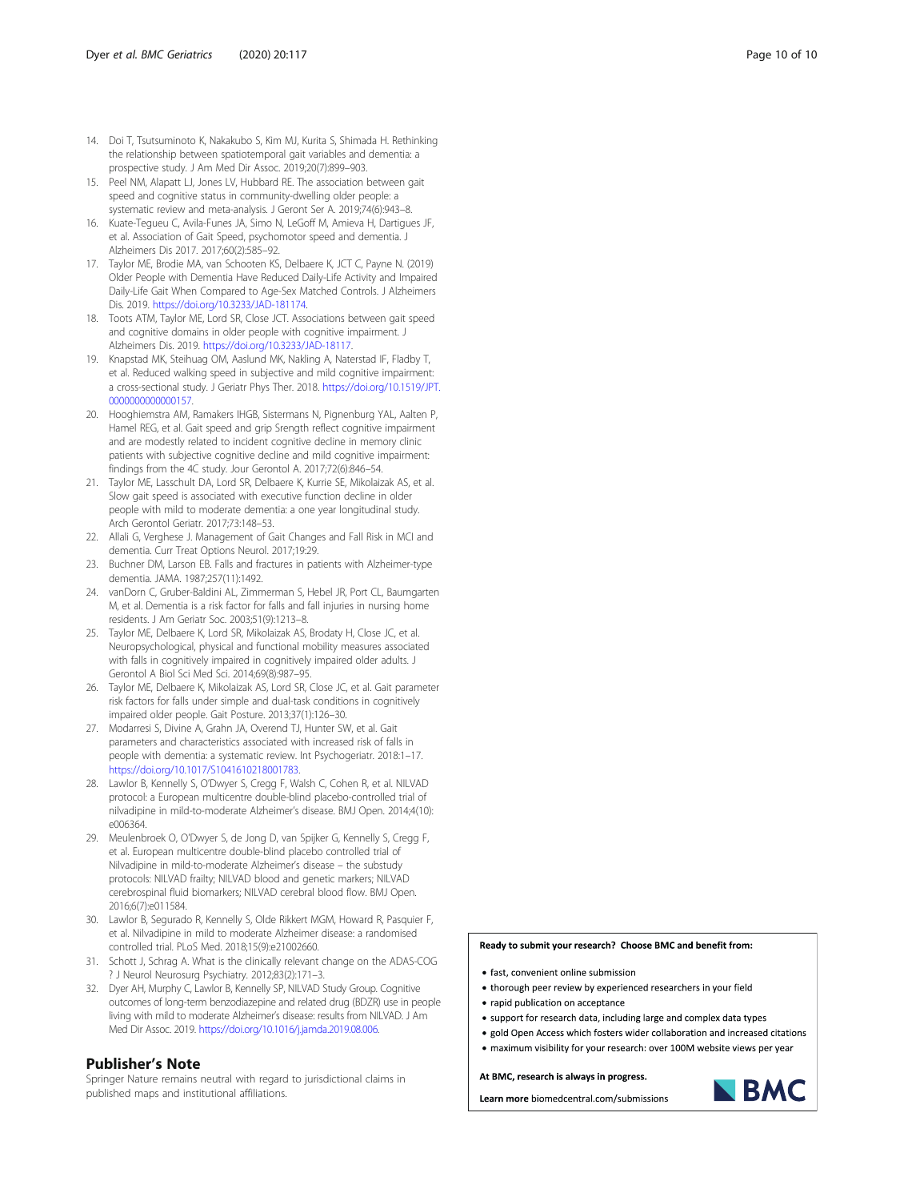14. Doi T, Tsutsuminoto K, Nakakubo S, Kim MJ, Kurita S, Shimada H. Rethinking the relationship between spatiotemporal gait variables and dementia: a prospective study. J Am Med Dir Assoc. 2019;20(7):899–903.
15. Peel NM, Alapatt LJ, Jones LV, Hubbard RE. The association between gait speed and cognitive status in community-dwelling older people: a systematic review and meta-analysis. J Geront Ser A. 2019;74(6):943–8.
16. Kuate-Tegueu C, Avila-Funes JA, Simo N, LeGoff M, Amieva H, Dartigues JF, et al. Association of Gait Speed, psychomotor speed and dementia. J Alzheimers Dis 2017. 2017;60(2):585–92.
17. Taylor ME, Brodie MA, van Schooten KS, Delbaere K, JCT C, Payne N. (2019) Older People with Dementia Have Reduced Daily-Life Activity and Impaired Daily-Life Gait When Compared to Age-Sex Matched Controls. J Alzheimers Dis. 2019. https://doi.org/10.3233/JAD-181174.
18. Toots ATM, Taylor ME, Lord SR, Close JCT. Associations between gait speed and cognitive domains in older people with cognitive impairment. J Alzheimers Dis. 2019. https://doi.org/10.3233/JAD-18117.
19. Knapstad MK, Steihuag OM, Aaslund MK, Nakling A, Naterstad IF, Fladby T, et al. Reduced walking speed in subjective and mild cognitive impairment: a cross-sectional study. J Geriatr Phys Ther. 2018. https://doi.org/10.1519/JPT.0000000000000157.
20. Hooghiemstra AM, Ramakers IHGB, Sistermans N, Pignenburg YAL, Aalten P, Hamel REG, et al. Gait speed and grip Srength reflect cognitive impairment and are modestly related to incident cognitive decline in memory clinic patients with subjective cognitive decline and mild cognitive impairment: findings from the 4C study. Jour Gerontol A. 2017;72(6):846–54.
21. Taylor ME, Lasschult DA, Lord SR, Delbaere K, Kurrie SE, Mikolaizak AS, et al. Slow gait speed is associated with executive function decline in older people with mild to moderate dementia: a one year longitudinal study. Arch Gerontol Geriatr. 2017;73:148–53.
22. Allali G, Verghese J. Management of Gait Changes and Fall Risk in MCI and dementia. Curr Treat Options Neurol. 2017;19:29.
23. Buchner DM, Larson EB. Falls and fractures in patients with Alzheimer-type dementia. JAMA. 1987;257(11):1492.
24. vanDorn C, Gruber-Baldini AL, Zimmerman S, Hebel JR, Port CL, Baumgarten M, et al. Dementia is a risk factor for falls and fall injuries in nursing home residents. J Am Geriatr Soc. 2003;51(9):1213–8.
25. Taylor ME, Delbaere K, Lord SR, Mikolaizak AS, Brodaty H, Close JC, et al. Neuropsychological, physical and functional mobility measures associated with falls in cognitively impaired in cognitively impaired older adults. J Gerontol A Biol Sci Med Sci. 2014;69(8):987–95.
26. Taylor ME, Delbaere K, Mikolaizak AS, Lord SR, Close JC, et al. Gait parameter risk factors for falls under simple and dual-task conditions in cognitively impaired older people. Gait Posture. 2013;37(1):126–30.
27. Modarresi S, Divine A, Grahn JA, Overend TJ, Hunter SW, et al. Gait parameters and characteristics associated with increased risk of falls in people with dementia: a systematic review. Int Psychogeriatr. 2018:1–17. https://doi.org/10.1017/S1041610218001783.
28. Lawlor B, Kennelly S, O'Dwyer S, Cregg F, Walsh C, Cohen R, et al. NILVAD protocol: a European multicentre double-blind placebo-controlled trial of nilvadipine in mild-to-moderate Alzheimer's disease. BMJ Open. 2014;4(10):e006364.
29. Meulenbroek O, O'Dwyer S, de Jong D, van Spijker G, Kennelly S, Cregg F, et al. European multicentre double-blind placebo controlled trial of Nilvadipine in mild-to-moderate Alzheimer's disease – the substudy protocols: NILVAD frailty; NILVAD blood and genetic markers; NILVAD cerebrospinal fluid biomarkers; NILVAD cerebral blood flow. BMJ Open. 2016;6(7):e011584.
30. Lawlor B, Segurado R, Kennelly S, Olde Rikkert MGM, Howard R, Pasquier F, et al. Nilvadipine in mild to moderate Alzheimer disease: a randomised controlled trial. PLoS Med. 2018;15(9):e21002660.
31. Schott J, Schrag A. What is the clinically relevant change on the ADAS-COG ? J Neurol Neurosurg Psychiatry. 2012;83(2):171–3.
32. Dyer AH, Murphy C, Lawlor B, Kennelly SP, NILVAD Study Group. Cognitive outcomes of long-term benzodiazepine and related drug (BDZR) use in people living with mild to moderate Alzheimer's disease: results from NILVAD. J Am Med Dir Assoc. 2019. https://doi.org/10.1016/j.jamda.2019.08.006.

## Publisher's Note

Springer Nature remains neutral with regard to jurisdictional claims in published maps and institutional affiliations.

**Ready to submit your research? Choose BMC and benefit from:**

- fast, convenient online submission
- thorough peer review by experienced researchers in your field
- rapid publication on acceptance
- support for research data, including large and complex data types
- gold Open Access which fosters wider collaboration and increased citations
- maximum visibility for your research: over 100M website views per year

**At BMC, research is always in progress.**

**Learn more** biomedcentral.com/submissions